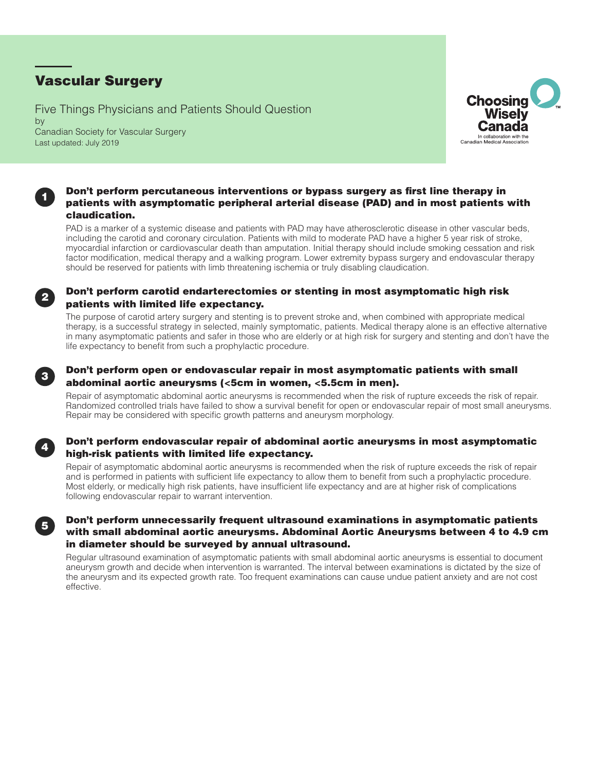# Vascular Surgery

Five Things Physicians and Patients Should Question
by
Canadian Society for Vascular Surgery
Last updated: July 2019

Choosing Wisely Canada
In collaboration with the Canadian Medical Association

## 1 Don't perform percutaneous interventions or bypass surgery as first line therapy in patients with asymptomatic peripheral arterial disease (PAD) and in most patients with claudication.

PAD is a marker of a systemic disease and patients with PAD may have atherosclerotic disease in other vascular beds, including the carotid and coronary circulation. Patients with mild to moderate PAD have a higher 5 year risk of stroke, myocardial infarction or cardiovascular death than amputation. Initial therapy should include smoking cessation and risk factor modification, medical therapy and a walking program. Lower extremity bypass surgery and endovascular therapy should be reserved for patients with limb threatening ischemia or truly disabling claudication.

## 2 Don't perform carotid endarterectomies or stenting in most asymptomatic high risk patients with limited life expectancy.

The purpose of carotid artery surgery and stenting is to prevent stroke and, when combined with appropriate medical therapy, is a successful strategy in selected, mainly symptomatic, patients. Medical therapy alone is an effective alternative in many asymptomatic patients and safer in those who are elderly or at high risk for surgery and stenting and don't have the life expectancy to benefit from such a prophylactic procedure.

## 3 Don't perform open or endovascular repair in most asymptomatic patients with small abdominal aortic aneurysms (<5cm in women, <5.5cm in men).

Repair of asymptomatic abdominal aortic aneurysms is recommended when the risk of rupture exceeds the risk of repair. Randomized controlled trials have failed to show a survival benefit for open or endovascular repair of most small aneurysms. Repair may be considered with specific growth patterns and aneurysm morphology.

## 4 Don't perform endovascular repair of abdominal aortic aneurysms in most asymptomatic high-risk patients with limited life expectancy.

Repair of asymptomatic abdominal aortic aneurysms is recommended when the risk of rupture exceeds the risk of repair and is performed in patients with sufficient life expectancy to allow them to benefit from such a prophylactic procedure. Most elderly, or medically high risk patients, have insufficient life expectancy and are at higher risk of complications following endovascular repair to warrant intervention.

## 5 Don't perform unnecessarily frequent ultrasound examinations in asymptomatic patients with small abdominal aortic aneurysms. Abdominal Aortic Aneurysms between 4 to 4.9 cm in diameter should be surveyed by annual ultrasound.

Regular ultrasound examination of asymptomatic patients with small abdominal aortic aneurysms is essential to document aneurysm growth and decide when intervention is warranted. The interval between examinations is dictated by the size of the aneurysm and its expected growth rate. Too frequent examinations can cause undue patient anxiety and are not cost effective.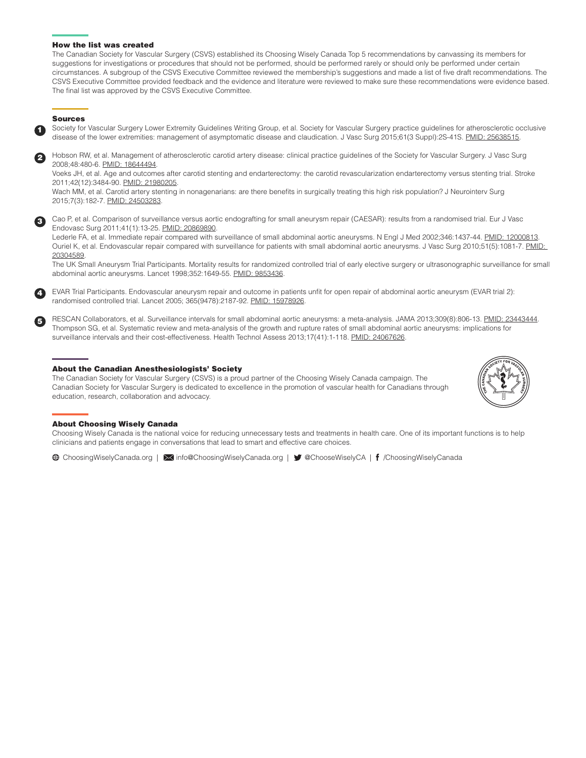## How the list was created

The Canadian Society for Vascular Surgery (CSVS) established its Choosing Wisely Canada Top 5 recommendations by canvassing its members for suggestions for investigations or procedures that should not be performed, should be performed rarely or should only be performed under certain circumstances. A subgroup of the CSVS Executive Committee reviewed the membership's suggestions and made a list of five draft recommendations. The CSVS Executive Committee provided feedback and the evidence and literature were reviewed to make sure these recommendations were evidence based. The final list was approved by the CSVS Executive Committee.

## Sources

1. Society for Vascular Surgery Lower Extremity Guidelines Writing Group, et al. Society for Vascular Surgery practice guidelines for atherosclerotic occlusive disease of the lower extremities: management of asymptomatic disease and claudication. J Vasc Surg 2015;61(3 Suppl):2S-41S. PMID: 25638515.

2. Hobson RW, et al. Management of atherosclerotic carotid artery disease: clinical practice guidelines of the Society for Vascular Surgery. J Vasc Surg 2008;48:480-6. PMID: 18644494.
   Voeks JH, et al. Age and outcomes after carotid stenting and endarterectomy: the carotid revascularization endarterectomy versus stenting trial. Stroke 2011;42(12):3484-90. PMID: 21980205.
   Wach MM, et al. Carotid artery stenting in nonagenarians: are there benefits in surgically treating this high risk population? J Neurointerv Surg 2015;7(3):182-7. PMID: 24503283.

3. Cao P, et al. Comparison of surveillance versus aortic endografting for small aneurysm repair (CAESAR): results from a randomised trial. Eur J Vasc Endovasc Surg 2011;41(1):13-25. PMID: 20869890.
   Lederle FA, et al. Immediate repair compared with surveillance of small abdominal aortic aneurysms. N Engl J Med 2002;346:1437-44. PMID: 12000813.
   Ouriel K, et al. Endovascular repair compared with surveillance for patients with small abdominal aortic aneurysms. J Vasc Surg 2010;51(5):1081-7. PMID: 20304589.
   The UK Small Aneurysm Trial Participants. Mortality results for randomized controlled trial of early elective surgery or ultrasonographic surveillance for small abdominal aortic aneurysms. Lancet 1998;352:1649-55. PMID: 9853436.

4. EVAR Trial Participants. Endovascular aneurysm repair and outcome in patients unfit for open repair of abdominal aortic aneurysm (EVAR trial 2): randomised controlled trial. Lancet 2005; 365(9478):2187-92. PMID: 15978926.

5. RESCAN Collaborators, et al. Surveillance intervals for small abdominal aortic aneurysms: a meta-analysis. JAMA 2013;309(8):806-13. PMID: 23443444.
   Thompson SG, et al. Systematic review and meta-analysis of the growth and rupture rates of small abdominal aortic aneurysms: implications for surveillance intervals and their cost-effectiveness. Health Technol Assess 2013;17(41):1-118. PMID: 24067626.

## About the Canadian Anesthesiologists' Society

The Canadian Society for Vascular Surgery (CSVS) is a proud partner of the Choosing Wisely Canada campaign. The Canadian Society for Vascular Surgery is dedicated to excellence in the promotion of vascular health for Canadians through education, research, collaboration and advocacy.

## About Choosing Wisely Canada

Choosing Wisely Canada is the national voice for reducing unnecessary tests and treatments in health care. One of its important functions is to help clinicians and patients engage in conversations that lead to smart and effective care choices.

ChoosingWiselyCanada.org | info@ChoosingWiselyCanada.org | @ChooseWiselyCA | /ChoosingWiselyCanada